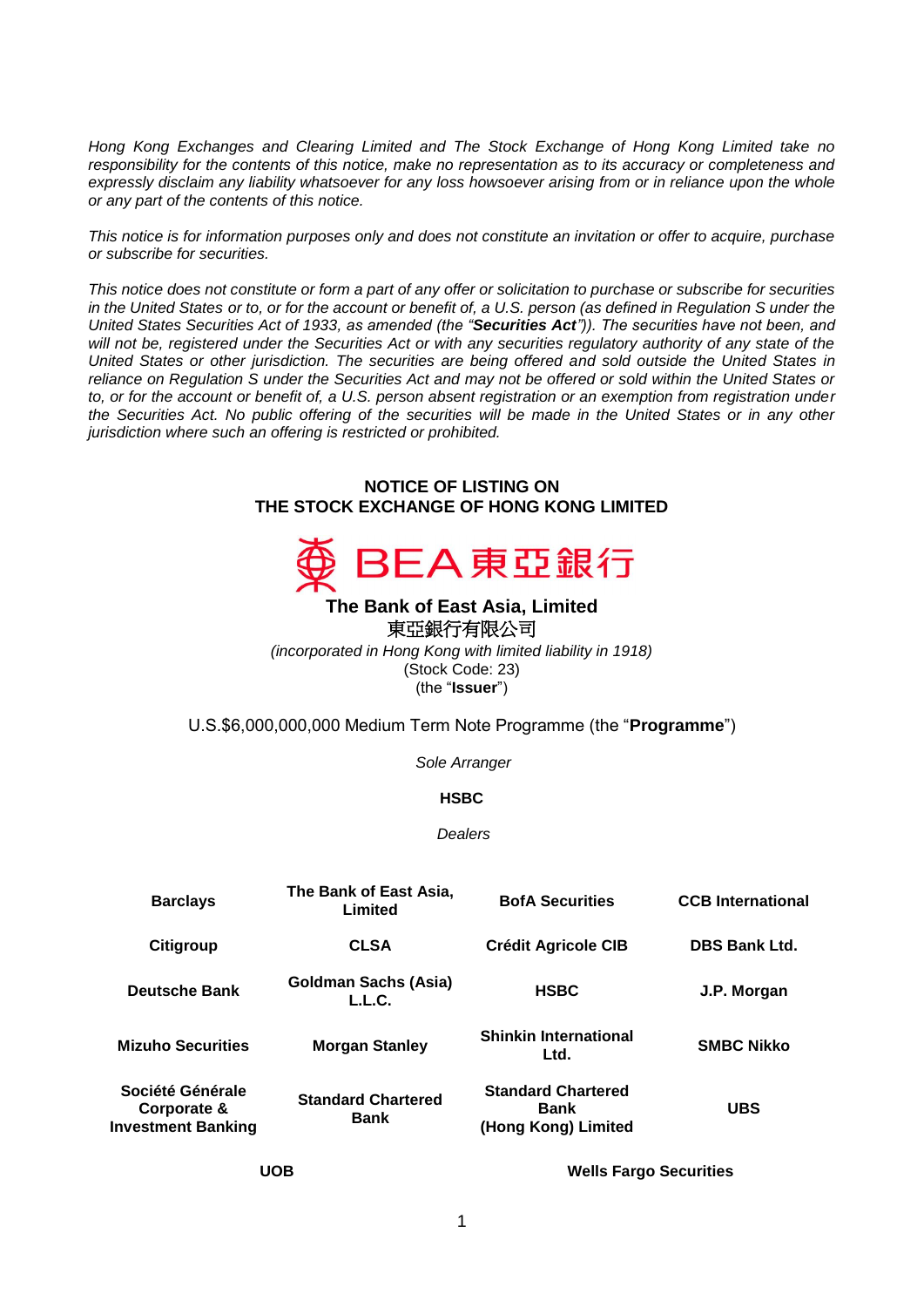*Hong Kong Exchanges and Clearing Limited and The Stock Exchange of Hong Kong Limited take no responsibility for the contents of this notice, make no representation as to its accuracy or completeness and expressly disclaim any liability whatsoever for any loss howsoever arising from or in reliance upon the whole or any part of the contents of this notice.*

*This notice is for information purposes only and does not constitute an invitation or offer to acquire, purchase or subscribe for securities.*

*This notice does not constitute or form a part of any offer or solicitation to purchase or subscribe for securities in the United States or to, or for the account or benefit of, a U.S. person (as defined in Regulation S under the United States Securities Act of 1933, as amended (the "**Securities Act**")). The securities have not been, and will not be, registered under the Securities Act or with any securities regulatory authority of any state of the United States or other jurisdiction. The securities are being offered and sold outside the United States in reliance on Regulation S under the Securities Act and may not be offered or sold within the United States or to, or for the account or benefit of, a U.S. person absent registration or an exemption from registration under the Securities Act. No public offering of the securities will be made in the United States or in any other jurisdiction where such an offering is restricted or prohibited.*

**NOTICE OF LISTING ON**
**THE STOCK EXCHANGE OF HONG KONG LIMITED**

BEA 東亞銀行

**The Bank of East Asia, Limited**
東亞銀行有限公司
*(incorporated in Hong Kong with limited liability in 1918)*
(Stock Code: 23)
(the "**Issuer**")

U.S.$6,000,000,000 Medium Term Note Programme (the "**Programme**")

*Sole Arranger*

**HSBC**

*Dealers*

| | | | |
|---|---|---|---|
| **Barclays** | **The Bank of East Asia, Limited** | **BofA Securities** | **CCB International** |
| **Citigroup** | **CLSA** | **Crédit Agricole CIB** | **DBS Bank Ltd.** |
| **Deutsche Bank** | **Goldman Sachs (Asia) L.L.C.** | **HSBC** | **J.P. Morgan** |
| **Mizuho Securities** | **Morgan Stanley** | **Shinkin International Ltd.** | **SMBC Nikko** |
| **Société Générale Corporate & Investment Banking** | **Standard Chartered Bank** | **Standard Chartered Bank (Hong Kong) Limited** | **UBS** |
| **UOB** | | **Wells Fargo Securities** | |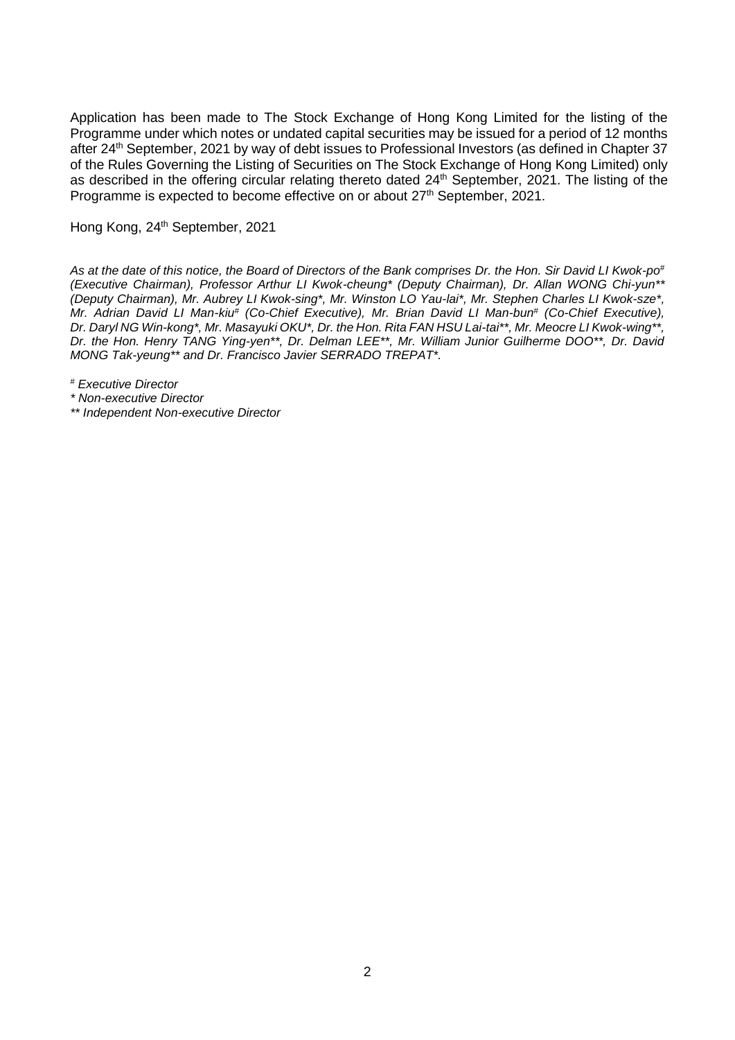Application has been made to The Stock Exchange of Hong Kong Limited for the listing of the Programme under which notes or undated capital securities may be issued for a period of 12 months after 24th September, 2021 by way of debt issues to Professional Investors (as defined in Chapter 37 of the Rules Governing the Listing of Securities on The Stock Exchange of Hong Kong Limited) only as described in the offering circular relating thereto dated 24th September, 2021. The listing of the Programme is expected to become effective on or about 27th September, 2021.

Hong Kong, 24th September, 2021

*As at the date of this notice, the Board of Directors of the Bank comprises Dr. the Hon. Sir David LI Kwok-po# (Executive Chairman), Professor Arthur LI Kwok-cheung* (Deputy Chairman), Dr. Allan WONG Chi-yun** (Deputy Chairman), Mr. Aubrey LI Kwok-sing*, Mr. Winston LO Yau-lai*, Mr. Stephen Charles LI Kwok-sze*, Mr. Adrian David LI Man-kiu# (Co-Chief Executive), Mr. Brian David LI Man-bun# (Co-Chief Executive), Dr. Daryl NG Win-kong*, Mr. Masayuki OKU*, Dr. the Hon. Rita FAN HSU Lai-tai**, Mr. Meocre LI Kwok-wing**, Dr. the Hon. Henry TANG Ying-yen**, Dr. Delman LEE**, Mr. William Junior Guilherme DOO**, Dr. David MONG Tak-yeung** and Dr. Francisco Javier SERRADO TREPAT*.*

*# Executive Director*

*\* Non-executive Director*

*\*\* Independent Non-executive Director*